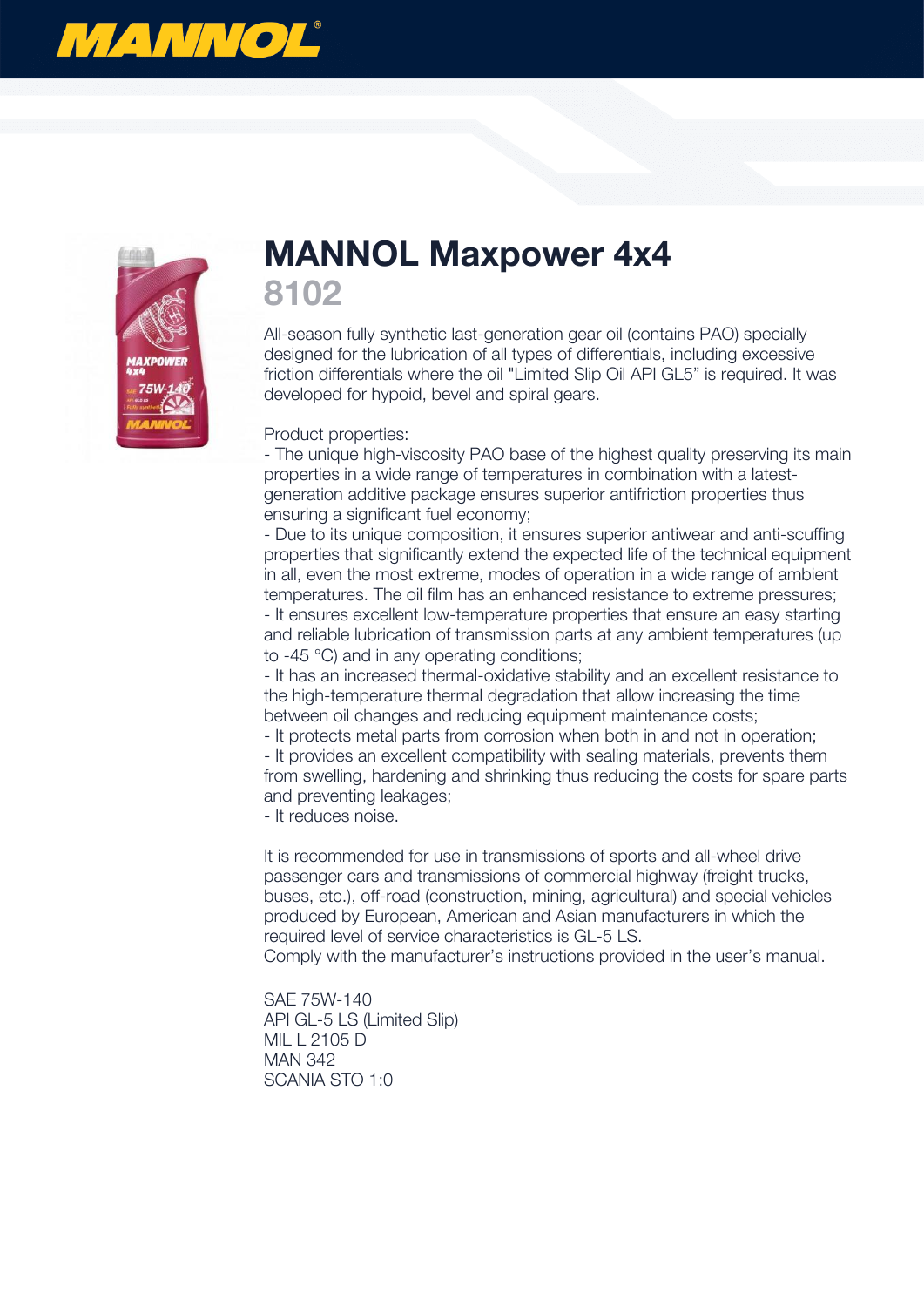# MANNOL Maxpower 4x4

## 8102

All-season fully synthetic last-generation gear oil (contains PAO) specially designed for the lubrication of all types of differentials, including excessive friction differentials where the oil "Limited Slip Oil API GL5" is required. It was developed for hypoid, bevel and spiral gears.

Product properties:
- The unique high-viscosity PAO base of the highest quality preserving its main properties in a wide range of temperatures in combination with a latest-generation additive package ensures superior antifriction properties thus ensuring a significant fuel economy;
- Due to its unique composition, it ensures superior antiwear and anti-scuffing properties that significantly extend the expected life of the technical equipment in all, even the most extreme, modes of operation in a wide range of ambient temperatures. The oil film has an enhanced resistance to extreme pressures;
- It ensures excellent low-temperature properties that ensure an easy starting and reliable lubrication of transmission parts at any ambient temperatures (up to -45 °C) and in any operating conditions;
- It has an increased thermal-oxidative stability and an excellent resistance to the high-temperature thermal degradation that allow increasing the time between oil changes and reducing equipment maintenance costs;
- It protects metal parts from corrosion when both in and not in operation;
- It provides an excellent compatibility with sealing materials, prevents them from swelling, hardening and shrinking thus reducing the costs for spare parts and preventing leakages;
- It reduces noise.

It is recommended for use in transmissions of sports and all-wheel drive passenger cars and transmissions of commercial highway (freight trucks, buses, etc.), off-road (construction, mining, agricultural) and special vehicles produced by European, American and Asian manufacturers in which the required level of service characteristics is GL-5 LS.
Comply with the manufacturer's instructions provided in the user's manual.

SAE 75W-140
API GL-5 LS (Limited Slip)
MIL L 2105 D
MAN 342
SCANIA STO 1:0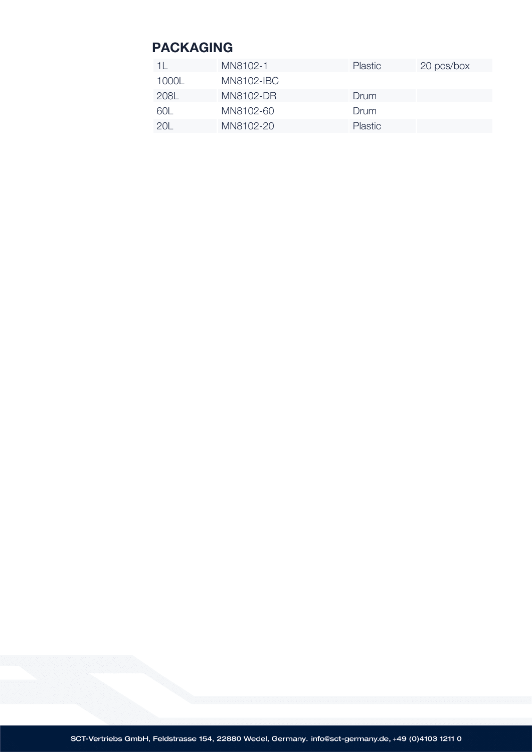## PACKAGING

| | | | |
|---|---|---|---|
| 1L | MN8102-1 | Plastic | 20 pcs/box |
| 1000L | MN8102-IBC | | |
| 208L | MN8102-DR | Drum | |
| 60L | MN8102-60 | Drum | |
| 20L | MN8102-20 | Plastic | |